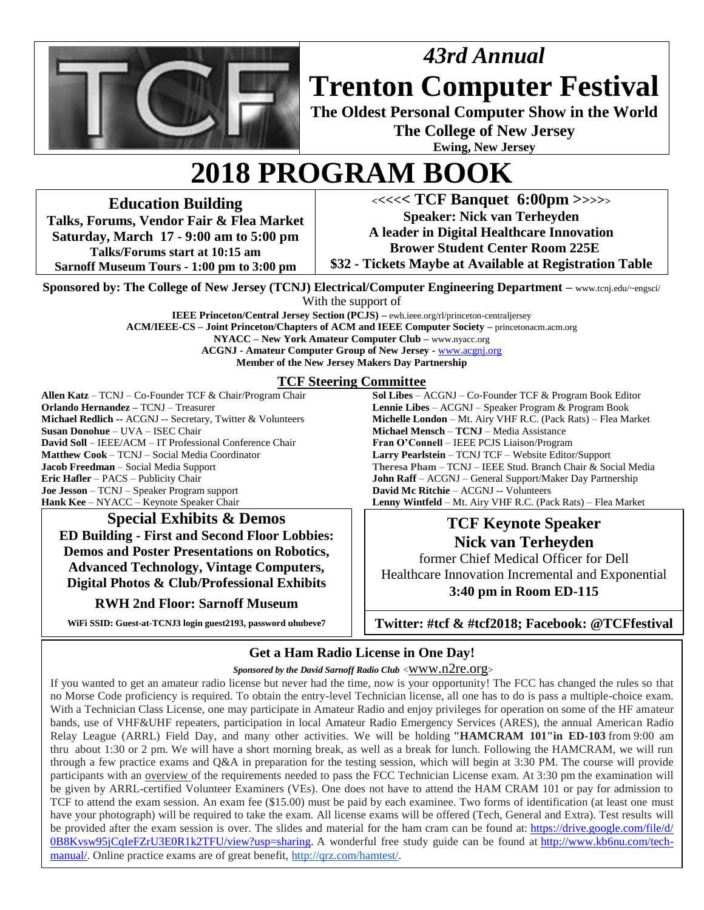*43rd Annual*

# Trenton Computer Festival

**The Oldest Personal Computer Show in the World**

**The College of New Jersey**

**Ewing, New Jersey**

# 2018 PROGRAM BOOK

**Education Building**

**Talks, Forums, Vendor Fair & Flea Market**

**Saturday, March 17 - 9:00 am to 5:00 pm**

**Talks/Forums start at 10:15 am**

**Sarnoff Museum Tours - 1:00 pm to 3:00 pm**

**<<<<< TCF Banquet 6:00pm >>>>>**

**Speaker: Nick van Terheyden**

**A leader in Digital Healthcare Innovation**

**Brower Student Center Room 225E**

**$32 - Tickets Maybe at Available at Registration Table**

**Sponsored by: The College of New Jersey (TCNJ) Electrical/Computer Engineering Department –** www.tcnj.edu/~engsci/

With the support of

**IEEE Princeton/Central Jersey Section (PCJS) –** ewh.ieee.org/rl/princeton-centraljersey

**ACM/IEEE-CS – Joint Princeton/Chapters of ACM and IEEE Computer Society –** princetonacm.acm.org

**NYACC – New York Amateur Computer Club –** www.nyacc.org

**ACGNJ - Amateur Computer Group of New Jersey -** www.acgnj.org

**Member of the New Jersey Makers Day Partnership**

## TCF Steering Committee

**Allen Katz** – TCNJ – Co-Founder TCF & Chair/Program Chair
**Orlando Hernandez –** TCNJ – Treasurer
**Michael Redlich --** ACGNJ -- Secretary, Twitter & Volunteers
**Susan Donohue** – UVA – ISEC Chair
**David Soll** – IEEE/ACM – IT Professional Conference Chair
**Matthew Cook** – TCNJ – Social Media Coordinator
**Jacob Freedman** – Social Media Support
**Eric Hafler** – PACS – Publicity Chair
**Joe Jesson** – TCNJ – Speaker Program support
**Hank Kee** – NYACC – Keynote Speaker Chair
**Sol Libes** – ACGNJ – Co-Founder TCF & Program Book Editor
**Lennie Libes** – ACGNJ – Speaker Program & Program Book
**Michelle London** – Mt. Airy VHF R.C. (Pack Rats) – Flea Market
**Michael Mensch** – **TCNJ** – Media Assistance
**Fran O'Connell** – IEEE PCJS Liaison/Program
**Larry Pearlstein** – TCNJ TCF – Website Editor/Support
**Theresa Pham** – TCNJ – IEEE Stud. Branch Chair & Social Media
**John Raff** – ACGNJ – General Support/Maker Day Partnership
**David Mc Ritchie** – ACGNJ -- Volunteers
**Lenny Wintfeld** – Mt. Airy VHF R.C. (Pack Rats) – Flea Market

## Special Exhibits & Demos

**ED Building - First and Second Floor Lobbies: Demos and Poster Presentations on Robotics, Advanced Technology, Vintage Computers, Digital Photos & Club/Professional Exhibits**

**RWH 2nd Floor: Sarnoff Museum**

**WiFi SSID: Guest-at-TCNJ3 login guest2193, password uhubeve7**

## TCF Keynote Speaker

**Nick van Terheyden**

former Chief Medical Officer for Dell

Healthcare Innovation Incremental and Exponential

**3:40 pm in Room ED-115**

**Twitter: #tcf & #tcf2018; Facebook: @TCFfestival**

## Get a Ham Radio License in One Day!

***Sponsored by the David Sarnoff Radio Club*** <www.n2re.org>

If you wanted to get an amateur radio license but never had the time, now is your opportunity! The FCC has changed the rules so that no Morse Code proficiency is required. To obtain the entry-level Technician license, all one has to do is pass a multiple-choice exam. With a Technician Class License, one may participate in Amateur Radio and enjoy privileges for operation on some of the HF amateur bands, use of VHF&UHF repeaters, participation in local Amateur Radio Emergency Services (ARES), the annual American Radio Relay League (ARRL) Field Day, and many other activities. We will be holding **"HAMCRAM 101" in ED-103** from 9:00 am thru about 1:30 or 2 pm. We will have a short morning break, as well as a break for lunch. Following the HAMCRAM, we will run through a few practice exams and Q&A in preparation for the testing session, which will begin at 3:30 PM. The course will provide participants with an overview of the requirements needed to pass the FCC Technician License exam. At 3:30 pm the examination will be given by ARRL-certified Volunteer Examiners (VEs). One does not have to attend the HAM CRAM 101 or pay for admission to TCF to attend the exam session. An exam fee ($15.00) must be paid by each examinee. Two forms of identification (at least one must have your photograph) will be required to take the exam. All license exams will be offered (Tech, General and Extra). Test results will be provided after the exam session is over. The slides and material for the ham cram can be found at: https://drive.google.com/file/d/0B8Kvsw95jCqIeFZrU3E0R1k2TFU/view?usp=sharing. A wonderful free study guide can be found at http://www.kb6nu.com/tech-manual/. Online practice exams are of great benefit, http://qrz.com/hamtest/.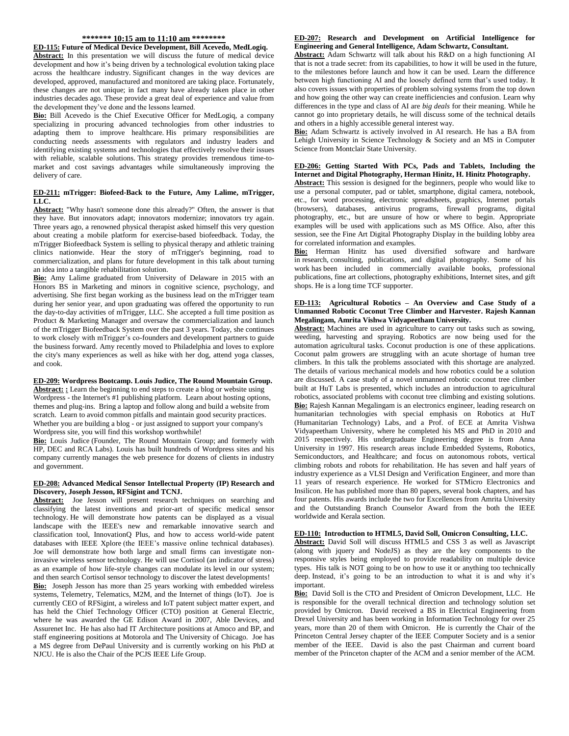**\*\*\*\*\*\*\* 10:15 am to 11:10 am \*\*\*\*\*\*\*\***

**ED-115: Future of Medical Device Development, Bill Acevedo, MedLogiq.**

**Abstract:** In this presentation we will discuss the future of medical device development and how it's being driven by a technological evolution taking place across the healthcare industry. Significant changes in the way devices are developed, approved, manufactured and monitored are taking place. Fortunately, these changes are not unique; in fact many have already taken place in other industries decades ago. These provide a great deal of experience and value from the development they've done and the lessons learned.

**Bio:** Bill Acevedo is the Chief Executive Officer for MedLogiq, a company specializing in procuring advanced technologies from other industries to adapting them to improve healthcare. His primary responsibilities are conducting needs assessments with regulators and industry leaders and identifying existing systems and technologies that effectively resolve their issues with reliable, scalable solutions. This strategy provides tremendous time-to-market and cost savings advantages while simultaneously improving the delivery of care.

**ED-211: mTrigger: Biofeed-Back to the Future, Amy Lalime, mTrigger, LLC.**

**Abstract:** "Why hasn't someone done this already?" Often, the answer is that they have. But innovators adapt; innovators modernize; innovators try again. Three years ago, a renowned physical therapist asked himself this very question about creating a mobile platform for exercise-based biofeedback. Today, the mTrigger Biofeedback System is selling to physical therapy and athletic training clinics nationwide. Hear the story of mTrigger's beginning, road to commercialization, and plans for future development in this talk about turning an idea into a tangible rehabilitation solution.

**Bio:** Amy Lalime graduated from University of Delaware in 2015 with an Honors BS in Marketing and minors in cognitive science, psychology, and advertising. She first began working as the business lead on the mTrigger team during her senior year, and upon graduating was offered the opportunity to run the day-to-day activities of mTrigger, LLC. She accepted a full time position as Product & Marketing Manager and oversaw the commercialization and launch of the mTrigger Biofeedback System over the past 3 years. Today, she continues to work closely with mTrigger's co-founders and development partners to guide the business forward. Amy recently moved to Philadelphia and loves to explore the city's many experiences as well as hike with her dog, attend yoga classes, and cook.

**ED-209: Wordpress Bootcamp. Louis Judice, The Round Mountain Group.**

**Abstract: :** Learn the beginning to end steps to create a blog or website using Wordpress - the Internet's #1 publishing platform. Learn about hosting options, themes and plug-ins. Bring a laptop and follow along and build a website from scratch. Learn to avoid common pitfalls and maintain good security practices. Whether you are building a blog - or just assigned to support your company's Wordpress site, you will find this workshop worthwhile!

**Bio:** Louis Judice (Founder, The Round Mountain Group; and formerly with HP, DEC and RCA Labs). Louis has built hundreds of Wordpress sites and his company currently manages the web presence for dozens of clients in industry and government.

**ED-208: Advanced Medical Sensor Intellectual Property (IP) Research and Discovery, Joseph Jesson, RFSigint and TCNJ.**

**Abstract:** Joe Jesson will present research techniques on searching and classifying the latest inventions and prior-art of specific medical sensor technology. He will demonstrate how patents can be displayed as a visual landscape with the IEEE's new and remarkable innovative search and classification tool, InnovationQ Plus, and how to access world-wide patent databases with IEEE Xplore (the IEEE's massive online technical databases). Joe will demonstrate how both large and small firms can investigate non-invasive wireless sensor technology. He will use Cortisol (an indicator of stress) as an example of how life-style changes can modulate its level in our system; and then search Cortisol sensor technology to discover the latest developments!

**Bio:** Joseph Jesson has more than 25 years working with embedded wireless systems, Telemetry, Telematics, M2M, and the Internet of things (IoT). Joe is currently CEO of RFSigint, a wireless and IoT patent subject matter expert, and has held the Chief Technology Officer (CTO) position at General Electric, where he was awarded the GE Edison Award in 2007, Able Devices, and Assurenet Inc. He has also had IT Architecture positions at Amoco and BP, and staff engineering positions at Motorola and The University of Chicago. Joe has a MS degree from DePaul University and is currently working on his PhD at NJCU. He is also the Chair of the PCJS IEEE Life Group.

**ED-207: Research and Development on Artificial Intelligence for Engineering and General Intelligence, Adam Schwartz, Consultant.**

**Abstract:** Adam Schwartz will talk about his R&D on a high functioning AI that is not a trade secret: from its capabilities, to how it will be used in the future, to the milestones before launch and how it can be used. Learn the difference between high functioning AI and the loosely defined term that's used today. It also covers issues with properties of problem solving systems from the top down and how going the other way can create inefficiencies and confusion. Learn why differences in the type and class of AI are *big deals* for their meaning. While he cannot go into proprietary details, he will discuss some of the technical details and others in a highly accessible general interest way.

**Bio:** Adam Schwartz is actively involved in AI research. He has a BA from Lehigh University in Science Technology & Society and an MS in Computer Science from Montclair State University.

**ED-206: Getting Started With PCs, Pads and Tablets, Including the Internet and Digital Photography, Herman Hinitz, H. Hinitz Photography.**

**Abstract:** This session is designed for the beginners, people who would like to use a personal computer, pad or tablet, smartphone, digital camera, notebook, etc., for word processing, electronic spreadsheets, graphics, Internet portals (browsers), databases, antivirus programs, firewall programs, digital photography, etc., but are unsure of how or where to begin. Appropriate examples will be used with applications such as MS Office. Also, after this session, see the Fine Art Digital Photography Display in the building lobby area for correlated information and examples.

**Bio:** Herman Hinitz has used diversified software and hardware in research, consulting, publications, and digital photography. Some of his work has been included in commercially available books, professional publications, fine art collections, photography exhibitions, Internet sites, and gift shops. He is a long time TCF supporter.

**ED-113: Agricultural Robotics – An Overview and Case Study of a Unmanned Robotic Coconut Tree Climber and Harvester. Rajesh Kannan Megalingam, Amrita Vishwa Vidyapeetham University.**

**Abstract:** Machines are used in agriculture to carry out tasks such as sowing, weeding, harvesting and spraying. Robotics are now being used for the automation agricultural tasks. Coconut production is one of these applications. Coconut palm growers are struggling with an acute shortage of human tree climbers. In this talk the problems associated with this shortage are analyzed. The details of various mechanical models and how robotics could be a solution are discussed. A case study of a novel unmanned robotic coconut tree climber built at HuT Labs is presented, which includes an introduction to agricultural robotics, associated problems with coconut tree climbing and existing solutions.

**Bio:** Rajesh Kannan Megalingam is an electronics engineer, leading research on humanitarian technologies with special emphasis on Robotics at HuT (Humanitarian Technology) Labs, and a Prof. of ECE at Amrita Vishwa Vidyapeetham University, where he completed his MS and PhD in 2010 and 2015 respectively. His undergraduate Engineering degree is from Anna University in 1997. His research areas include Embedded Systems, Robotics, Semiconductors, and Healthcare; and focus on autonomous robots, vertical climbing robots and robots for rehabilitation. He has seven and half years of industry experience as a VLSI Design and Verification Engineer, and more than 11 years of research experience. He worked for STMicro Electronics and Insilicon. He has published more than 80 papers, several book chapters, and has four patents. His awards include the two for Excellences from Amrita University and the Outstanding Branch Counselor Award from the both the IEEE worldwide and Kerala section.

**ED-110: Introduction to HTML5, David Soll, Omicron Consulting, LLC.**

**Abstract:** David Soll will discuss HTML5 and CSS 3 as well as Javascript (along with jquery and NodeJS) as they are the key components to the responsive styles being employed to provide readability on multiple device types. His talk is NOT going to be on how to use it or anything too technically deep. Instead, it's going to be an introduction to what it is and why it's important.

**Bio:** David Soll is the CTO and President of Omicron Development, LLC. He is responsible for the overall technical direction and technology solution set provided by Omicron. David received a BS in Electrical Engineering from Drexel University and has been working in Information Technology for over 25 years, more than 20 of them with Omicron. He is currently the Chair of the Princeton Central Jersey chapter of the IEEE Computer Society and is a senior member of the IEEE. David is also the past Chairman and current board member of the Princeton chapter of the ACM and a senior member of the ACM.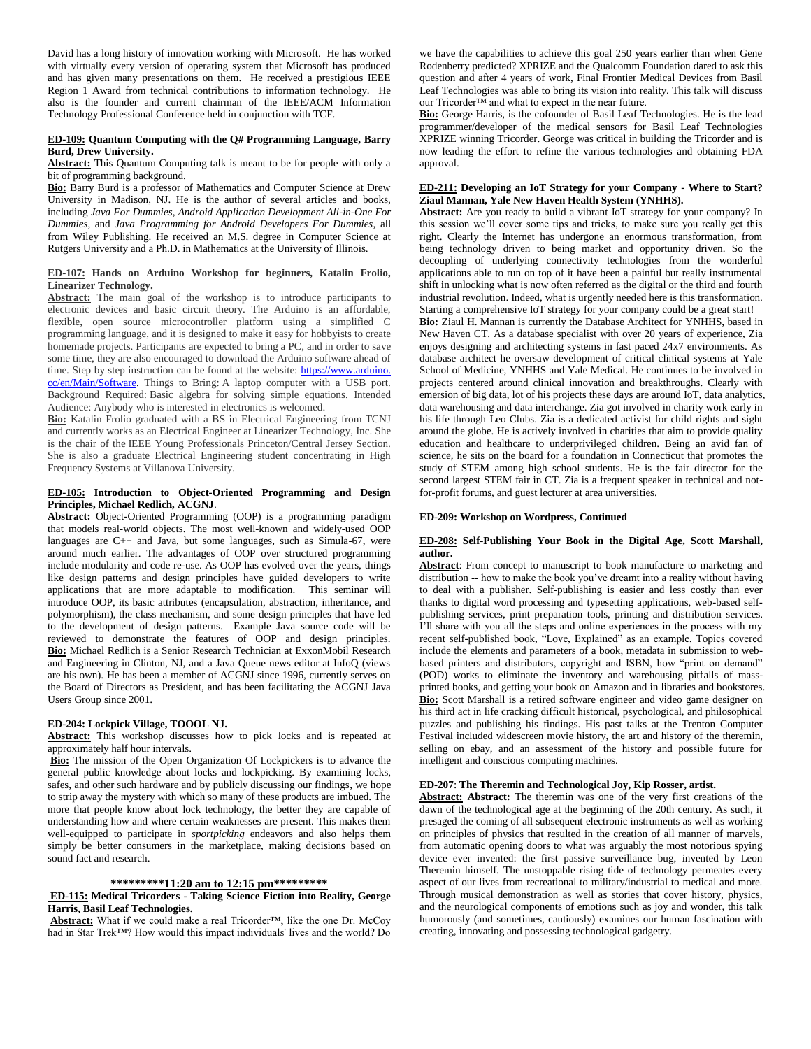David has a long history of innovation working with Microsoft. He has worked with virtually every version of operating system that Microsoft has produced and has given many presentations on them. He received a prestigious IEEE Region 1 Award from technical contributions to information technology. He also is the founder and current chairman of the IEEE/ACM Information Technology Professional Conference held in conjunction with TCF.

**ED-109: Quantum Computing with the Q# Programming Language, Barry Burd, Drew University.**

**Abstract:** This Quantum Computing talk is meant to be for people with only a bit of programming background.

**Bio:** Barry Burd is a professor of Mathematics and Computer Science at Drew University in Madison, NJ. He is the author of several articles and books, including *Java For Dummies*, *Android Application Development All-in-One For Dummies*, and *Java Programming for Android Developers For Dummies*, all from Wiley Publishing. He received an M.S. degree in Computer Science at Rutgers University and a Ph.D. in Mathematics at the University of Illinois.

**ED-107: Hands on Arduino Workshop for beginners, Katalin Frolio, Linearizer Technology.**

**Abstract:** The main goal of the workshop is to introduce participants to electronic devices and basic circuit theory. The Arduino is an affordable, flexible, open source microcontroller platform using a simplified C programming language, and it is designed to make it easy for hobbyists to create homemade projects. Participants are expected to bring a PC, and in order to save some time, they are also encouraged to download the Arduino software ahead of time. Step by step instruction can be found at the website: https://www.arduino.cc/en/Main/Software. Things to Bring: A laptop computer with a USB port. Background Required: Basic algebra for solving simple equations. Intended Audience: Anybody who is interested in electronics is welcomed.

**Bio:** Katalin Frolio graduated with a BS in Electrical Engineering from TCNJ and currently works as an Electrical Engineer at Linearizer Technology, Inc. She is the chair of the IEEE Young Professionals Princeton/Central Jersey Section. She is also a graduate Electrical Engineering student concentrating in High Frequency Systems at Villanova University.

**ED-105: Introduction to Object-Oriented Programming and Design Principles, Michael Redlich, ACGNJ**.

**Abstract:** Object-Oriented Programming (OOP) is a programming paradigm that models real-world objects. The most well-known and widely-used OOP languages are C++ and Java, but some languages, such as Simula-67, were around much earlier. The advantages of OOP over structured programming include modularity and code re-use. As OOP has evolved over the years, things like design patterns and design principles have guided developers to write applications that are more adaptable to modification. This seminar will introduce OOP, its basic attributes (encapsulation, abstraction, inheritance, and polymorphism), the class mechanism, and some design principles that have led to the development of design patterns. Example Java source code will be reviewed to demonstrate the features of OOP and design principles.

**Bio:** Michael Redlich is a Senior Research Technician at ExxonMobil Research and Engineering in Clinton, NJ, and a Java Queue news editor at InfoQ (views are his own). He has been a member of ACGNJ since 1996, currently serves on the Board of Directors as President, and has been facilitating the ACGNJ Java Users Group since 2001.

**ED-204: Lockpick Village, TOOOL NJ.**

**Abstract:** This workshop discusses how to pick locks and is repeated at approximately half hour intervals.

**Bio:** The mission of the Open Organization Of Lockpickers is to advance the general public knowledge about locks and lockpicking. By examining locks, safes, and other such hardware and by publicly discussing our findings, we hope to strip away the mystery with which so many of these products are imbued. The more that people know about lock technology, the better they are capable of understanding how and where certain weaknesses are present. This makes them well-equipped to participate in *sportpicking* endeavors and also helps them simply be better consumers in the marketplace, making decisions based on sound fact and research.

## *********11:20 am to 12:15 pm*********

**ED-115: Medical Tricorders - Taking Science Fiction into Reality, George Harris, Basil Leaf Technologies.**

**Abstract:** What if we could make a real Tricorder™, like the one Dr. McCoy had in Star Trek™? How would this impact individuals' lives and the world? Do we have the capabilities to achieve this goal 250 years earlier than when Gene Rodenberry predicted? XPRIZE and the Qualcomm Foundation dared to ask this question and after 4 years of work, Final Frontier Medical Devices from Basil Leaf Technologies was able to bring its vision into reality. This talk will discuss our Tricorder™ and what to expect in the near future.

**Bio:** George Harris, is the cofounder of Basil Leaf Technologies. He is the lead programmer/developer of the medical sensors for Basil Leaf Technologies XPRIZE winning Tricorder. George was critical in building the Tricorder and is now leading the effort to refine the various technologies and obtaining FDA approval.

**ED-211: Developing an IoT Strategy for your Company - Where to Start? Ziaul Mannan, Yale New Haven Health System (YNHHS).**

**Abstract:** Are you ready to build a vibrant IoT strategy for your company? In this session we'll cover some tips and tricks, to make sure you really get this right. Clearly the Internet has undergone an enormous transformation, from being technology driven to being market and opportunity driven. So the decoupling of underlying connectivity technologies from the wonderful applications able to run on top of it have been a painful but really instrumental shift in unlocking what is now often referred as the digital or the third and fourth industrial revolution. Indeed, what is urgently needed here is this transformation. Starting a comprehensive IoT strategy for your company could be a great start!

**Bio:** Ziaul H. Mannan is currently the Database Architect for YNHHS, based in New Haven CT. As a database specialist with over 20 years of experience, Zia enjoys designing and architecting systems in fast paced 24x7 environments. As database architect he oversaw development of critical clinical systems at Yale School of Medicine, YNHHS and Yale Medical. He continues to be involved in projects centered around clinical innovation and breakthroughs. Clearly with emersion of big data, lot of his projects these days are around IoT, data analytics, data warehousing and data interchange. Zia got involved in charity work early in his life through Leo Clubs. Zia is a dedicated activist for child rights and sight around the globe. He is actively involved in charities that aim to provide quality education and healthcare to underprivileged children. Being an avid fan of science, he sits on the board for a foundation in Connecticut that promotes the study of STEM among high school students. He is the fair director for the second largest STEM fair in CT. Zia is a frequent speaker in technical and not-for-profit forums, and guest lecturer at area universities.

**ED-209: Workshop on Wordpress, Continued**

**ED-208: Self-Publishing Your Book in the Digital Age, Scott Marshall, author.**

**Abstract**: From concept to manuscript to book manufacture to marketing and distribution -- how to make the book you've dreamt into a reality without having to deal with a publisher. Self-publishing is easier and less costly than ever thanks to digital word processing and typesetting applications, web-based self-publishing services, print preparation tools, printing and distribution services. I'll share with you all the steps and online experiences in the process with my recent self-published book, "Love, Explained" as an example. Topics covered include the elements and parameters of a book, metadata in submission to web-based printers and distributors, copyright and ISBN, how "print on demand" (POD) works to eliminate the inventory and warehousing pitfalls of mass-printed books, and getting your book on Amazon and in libraries and bookstores.

**Bio:** Scott Marshall is a retired software engineer and video game designer on his third act in life cracking difficult historical, psychological, and philosophical puzzles and publishing his findings. His past talks at the Trenton Computer Festival included widescreen movie history, the art and history of the theremin, selling on ebay, and an assessment of the history and possible future for intelligent and conscious computing machines.

**ED-207**: **The Theremin and Technological Joy, Kip Rosser, artist.**

**Abstract: Abstract:** The theremin was one of the very first creations of the dawn of the technological age at the beginning of the 20th century. As such, it presaged the coming of all subsequent electronic instruments as well as working on principles of physics that resulted in the creation of all manner of marvels, from automatic opening doors to what was arguably the most notorious spying device ever invented: the first passive surveillance bug, invented by Leon Theremin himself. The unstoppable rising tide of technology permeates every aspect of our lives from recreational to military/industrial to medical and more. Through musical demonstration as well as stories that cover history, physics, and the neurological components of emotions such as joy and wonder, this talk humorously (and sometimes, cautiously) examines our human fascination with creating, innovating and possessing technological gadgetry.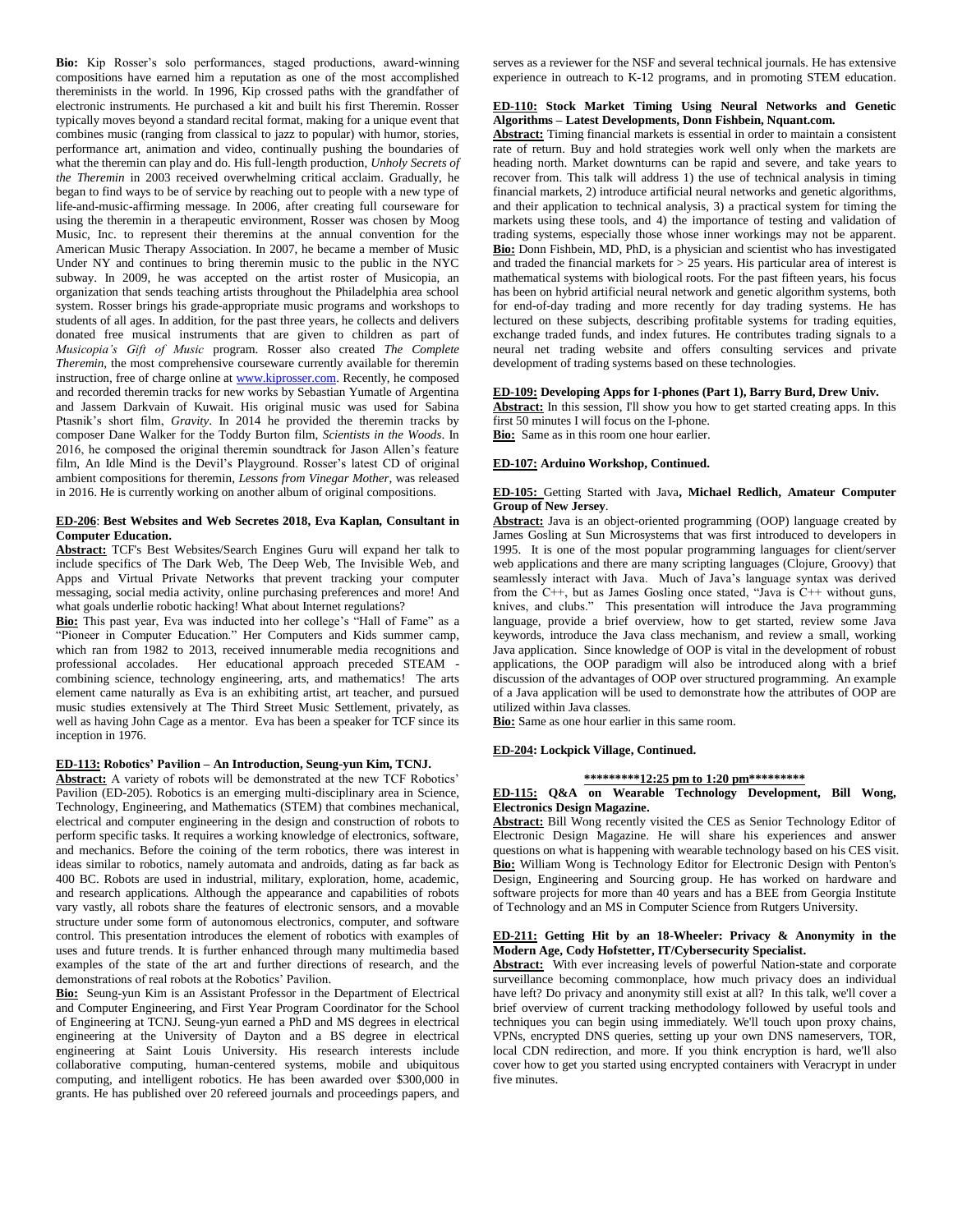**Bio:** Kip Rosser's solo performances, staged productions, award-winning compositions have earned him a reputation as one of the most accomplished thereminists in the world. In 1996, Kip crossed paths with the grandfather of electronic instruments. He purchased a kit and built his first Theremin. Rosser typically moves beyond a standard recital format, making for a unique event that combines music (ranging from classical to jazz to popular) with humor, stories, performance art, animation and video, continually pushing the boundaries of what the theremin can play and do. His full-length production, *Unholy Secrets of the Theremin* in 2003 received overwhelming critical acclaim. Gradually, he began to find ways to be of service by reaching out to people with a new type of life-and-music-affirming message. In 2006, after creating full courseware for using the theremin in a therapeutic environment, Rosser was chosen by Moog Music, Inc. to represent their theremins at the annual convention for the American Music Therapy Association. In 2007, he became a member of Music Under NY and continues to bring theremin music to the public in the NYC subway. In 2009, he was accepted on the artist roster of Musicopia, an organization that sends teaching artists throughout the Philadelphia area school system. Rosser brings his grade-appropriate music programs and workshops to students of all ages. In addition, for the past three years, he collects and delivers donated free musical instruments that are given to children as part of *Musicopia's Gift of Music* program. Rosser also created *The Complete Theremin*, the most comprehensive courseware currently available for theremin instruction, free of charge online at www.kiprosser.com. Recently, he composed and recorded theremin tracks for new works by Sebastian Yurnatle of Argentina and Jassem Darkvain of Kuwait. His original music was used for Sabina Ptasnik's short film, *Gravity*. In 2014 he provided the theremin tracks by composer Dane Walker for the Toddy Burton film, *Scientists in the Woods*. In 2016, he composed the original theremin soundtrack for Jason Allen's feature film, An Idle Mind is the Devil's Playground. Rosser's latest CD of original ambient compositions for theremin, *Lessons from Vinegar Mother*, was released in 2016. He is currently working on another album of original compositions.

**ED-206**: **Best Websites and Web Secretes 2018, Eva Kaplan, Consultant in Computer Education.**

**Abstract:** TCF's Best Websites/Search Engines Guru will expand her talk to include specifics of The Dark Web, The Deep Web, The Invisible Web, and Apps and Virtual Private Networks that prevent tracking your computer messaging, social media activity, online purchasing preferences and more! And what goals underlie robotic hacking! What about Internet regulations?

**Bio:** This past year, Eva was inducted into her college's "Hall of Fame" as a "Pioneer in Computer Education." Her Computers and Kids summer camp, which ran from 1982 to 2013, received innumerable media recognitions and professional accolades. Her educational approach preceded STEAM - combining science, technology engineering, arts, and mathematics! The arts element came naturally as Eva is an exhibiting artist, art teacher, and pursued music studies extensively at The Third Street Music Settlement, privately, as well as having John Cage as a mentor. Eva has been a speaker for TCF since its inception in 1976.

**ED-113: Robotics' Pavilion – An Introduction, Seung-yun Kim, TCNJ.**

**Abstract:** A variety of robots will be demonstrated at the new TCF Robotics' Pavilion (ED-205). Robotics is an emerging multi-disciplinary area in Science, Technology, Engineering, and Mathematics (STEM) that combines mechanical, electrical and computer engineering in the design and construction of robots to perform specific tasks. It requires a working knowledge of electronics, software, and mechanics. Before the coining of the term robotics, there was interest in ideas similar to robotics, namely automata and androids, dating as far back as 400 BC. Robots are used in industrial, military, exploration, home, academic, and research applications. Although the appearance and capabilities of robots vary vastly, all robots share the features of electronic sensors, and a movable structure under some form of autonomous electronics, computer, and software control. This presentation introduces the element of robotics with examples of uses and future trends. It is further enhanced through many multimedia based examples of the state of the art and further directions of research, and the demonstrations of real robots at the Robotics' Pavilion.

**Bio:** Seung-yun Kim is an Assistant Professor in the Department of Electrical and Computer Engineering, and First Year Program Coordinator for the School of Engineering at TCNJ. Seung-yun earned a PhD and MS degrees in electrical engineering at the University of Dayton and a BS degree in electrical engineering at Saint Louis University. His research interests include collaborative computing, human-centered systems, mobile and ubiquitous computing, and intelligent robotics. He has been awarded over $300,000 in grants. He has published over 20 refereed journals and proceedings papers, and serves as a reviewer for the NSF and several technical journals. He has extensive experience in outreach to K-12 programs, and in promoting STEM education.

**ED-110: Stock Market Timing Using Neural Networks and Genetic Algorithms – Latest Developments, Donn Fishbein, Nquant.com.**

**Abstract:** Timing financial markets is essential in order to maintain a consistent rate of return. Buy and hold strategies work well only when the markets are heading north. Market downturns can be rapid and severe, and take years to recover from. This talk will address 1) the use of technical analysis in timing financial markets, 2) introduce artificial neural networks and genetic algorithms, and their application to technical analysis, 3) a practical system for timing the markets using these tools, and 4) the importance of testing and validation of trading systems, especially those whose inner workings may not be apparent.

**Bio:** Donn Fishbein, MD, PhD, is a physician and scientist who has investigated and traded the financial markets for > 25 years. His particular area of interest is mathematical systems with biological roots. For the past fifteen years, his focus has been on hybrid artificial neural network and genetic algorithm systems, both for end-of-day trading and more recently for day trading systems. He has lectured on these subjects, describing profitable systems for trading equities, exchange traded funds, and index futures. He contributes trading signals to a neural net trading website and offers consulting services and private development of trading systems based on these technologies.

**ED-109: Developing Apps for I-phones (Part 1), Barry Burd, Drew Univ.**

**Abstract:** In this session, I'll show you how to get started creating apps. In this first 50 minutes I will focus on the I-phone.

**Bio:** Same as in this room one hour earlier.

**ED-107: Arduino Workshop, Continued.**

**ED-105:** Getting Started with Java**, Michael Redlich, Amateur Computer Group of New Jersey**.

**Abstract:** Java is an object-oriented programming (OOP) language created by James Gosling at Sun Microsystems that was first introduced to developers in 1995. It is one of the most popular programming languages for client/server web applications and there are many scripting languages (Clojure, Groovy) that seamlessly interact with Java. Much of Java's language syntax was derived from the C++, but as James Gosling once stated, "Java is C++ without guns, knives, and clubs." This presentation will introduce the Java programming language, provide a brief overview, how to get started, review some Java keywords, introduce the Java class mechanism, and review a small, working Java application. Since knowledge of OOP is vital in the development of robust applications, the OOP paradigm will also be introduced along with a brief discussion of the advantages of OOP over structured programming. An example of a Java application will be used to demonstrate how the attributes of OOP are utilized within Java classes.

**Bio:** Same as one hour earlier in this same room.

**ED-204: Lockpick Village, Continued.**

**\*\*\*\*\*\*\*\*\*12:25 pm to 1:20 pm\*\*\*\*\*\*\*\*\***

**ED-115: Q&A on Wearable Technology Development, Bill Wong, Electronics Design Magazine.**

**Abstract:** Bill Wong recently visited the CES as Senior Technology Editor of Electronic Design Magazine. He will share his experiences and answer questions on what is happening with wearable technology based on his CES visit.

**Bio:** William Wong is Technology Editor for Electronic Design with Penton's Design, Engineering and Sourcing group. He has worked on hardware and software projects for more than 40 years and has a BEE from Georgia Institute of Technology and an MS in Computer Science from Rutgers University.

**ED-211: Getting Hit by an 18-Wheeler: Privacy & Anonymity in the Modern Age, Cody Hofstetter, IT/Cybersecurity Specialist.**

**Abstract:** With ever increasing levels of powerful Nation-state and corporate surveillance becoming commonplace, how much privacy does an individual have left? Do privacy and anonymity still exist at all? In this talk, we'll cover a brief overview of current tracking methodology followed by useful tools and techniques you can begin using immediately. We'll touch upon proxy chains, VPNs, encrypted DNS queries, setting up your own DNS nameservers, TOR, local CDN redirection, and more. If you think encryption is hard, we'll also cover how to get you started using encrypted containers with Veracrypt in under five minutes.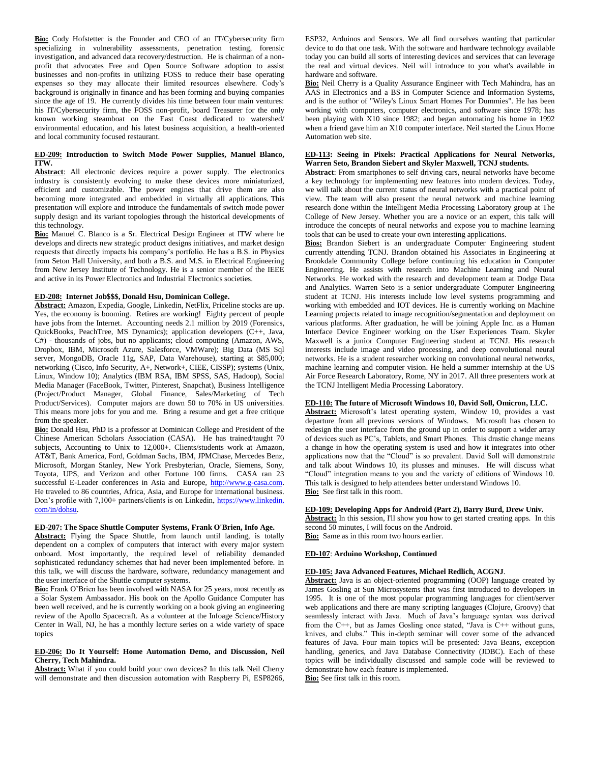**Bio:** Cody Hofstetter is the Founder and CEO of an IT/Cybersecurity firm specializing in vulnerability assessments, penetration testing, forensic investigation, and advanced data recovery/destruction. He is chairman of a non-profit that advocates Free and Open Source Software adoption to assist businesses and non-profits in utilizing FOSS to reduce their base operating expenses so they may allocate their limited resources elsewhere. Cody's background is originally in finance and has been forming and buying companies since the age of 19. He currently divides his time between four main ventures: his IT/Cybersecurity firm, the FOSS non-profit, board Treasurer for the only known working steamboat on the East Coast dedicated to watershed/ environmental education, and his latest business acquisition, a health-oriented and local community focused restaurant.

**ED-209: Introduction to Switch Mode Power Supplies, Manuel Blanco, ITW.**

**Abstract**: All electronic devices require a power supply. The electronics industry is consistently evolving to make these devices more miniaturized, efficient and customizable. The power engines that drive them are also becoming more integrated and embedded in virtually all applications. This presentation will explore and introduce the fundamentals of switch mode power supply design and its variant topologies through the historical developments of this technology.

**Bio:** Manuel C. Blanco is a Sr. Electrical Design Engineer at ITW where he develops and directs new strategic product designs initiatives, and market design requests that directly impacts his company's portfolio. He has a B.S. in Physics from Seton Hall University, and both a B.S. and M.S. in Electrical Engineering from New Jersey Institute of Technology. He is a senior member of the IEEE and active in its Power Electronics and Industrial Electronics societies.

**ED-208: Internet Job$$$, Donald Hsu, Dominican College.**

**Abstract:** Amazon, Expedia, Google, Linkedin, NetFlix, Priceline stocks are up. Yes, the economy is booming. Retires are working! Eighty percent of people have jobs from the Internet. Accounting needs 2.1 million by 2019 (Forensics, QuickBooks, PeachTree, MS Dynamics); application developers (C++, Java, C#) - thousands of jobs, but no applicants; cloud computing (Amazon, AWS, Dropbox, IBM, Microsoft Azure, Salesforce, VMWare); Big Data (MS Sql server, MongoDB, Oracle 11g, SAP, Data Warehouse), starting at $85,000; networking (Cisco, Info Security, A+, Network+, CIEE, CISSP); systems (Unix, Linux, Window 10); Analytics (IBM RSA, IBM SPSS, SAS, Hadoop), Social Media Manager (FaceBook, Twitter, Pinterest, Snapchat), Business Intelligence (Project/Product Manager, Global Finance, Sales/Marketing of Tech Product/Services). Computer majors are down 50 to 70% in US universities. This means more jobs for you and me. Bring a resume and get a free critique from the speaker.

**Bio:** Donald Hsu, PhD is a professor at Dominican College and President of the Chinese American Scholars Association (CASA). He has trained/taught 70 subjects, Accounting to Unix to 12,000+. Clients/students work at Amazon, AT&T, Bank America, Ford, Goldman Sachs, IBM, JPMChase, Mercedes Benz, Microsoft, Morgan Stanley, New York Presbyterian, Oracle, Siemens, Sony, Toyota, UPS, and Verizon and other Fortune 100 firms. CASA ran 23 successful E-Leader conferences in Asia and Europe, http://www.g-casa.com. He traveled to 86 countries, Africa, Asia, and Europe for international business. Don's profile with 7,100+ partners/clients is on Linkedin, https://www.linkedin.com/in/dohsu.

**ED-207: The Space Shuttle Computer Systems, Frank O'Brien, Info Age.**

**Abstract:** Flying the Space Shuttle, from launch until landing, is totally dependent on a complex of computers that interact with every major system onboard. Most importantly, the required level of reliability demanded sophisticated redundancy schemes that had never been implemented before. In this talk, we will discuss the hardware, software, redundancy management and the user interface of the Shuttle computer systems.

**Bio:** Frank O'Brien has been involved with NASA for 25 years, most recently as a Solar System Ambassador. His book on the Apollo Guidance Computer has been well received, and he is currently working on a book giving an engineering review of the Apollo Spacecraft. As a volunteer at the Infoage Science/History Center in Wall, NJ, he has a monthly lecture series on a wide variety of space topics

**ED-206: Do It Yourself: Home Automation Demo, and Discussion, Neil Cherry, Tech Mahindra.**

**Abstract:** What if you could build your own devices? In this talk Neil Cherry will demonstrate and then discussion automation with Raspberry Pi, ESP8266, ESP32, Arduinos and Sensors. We all find ourselves wanting that particular device to do that one task. With the software and hardware technology available today you can build all sorts of interesting devices and services that can leverage the real and virtual devices. Neil will introduce to you what's available in hardware and software.

**Bio:** Neil Cherry is a Quality Assurance Engineer with Tech Mahindra, has an AAS in Electronics and a BS in Computer Science and Information Systems, and is the author of "Wiley's Linux Smart Homes For Dummies". He has been working with computers, computer electronics, and software since 1978; has been playing with X10 since 1982; and began automating his home in 1992 when a friend gave him an X10 computer interface. Neil started the Linux Home Automation web site.

**ED-113: Seeing in Pixels: Practical Applications for Neural Networks, Warren Seto, Brandon Siebert and Skyler Maxwell, TCNJ students.**

**Abstract**: From smartphones to self driving cars, neural networks have become a key technology for implementing new features into modern devices. Today, we will talk about the current status of neural networks with a practical point of view. The team will also present the neural network and machine learning research done within the Intelligent Media Processing Laboratory group at The College of New Jersey. Whether you are a novice or an expert, this talk will introduce the concepts of neural networks and expose you to machine learning tools that can be used to create your own interesting applications.

**Bios:** Brandon Siebert is an undergraduate Computer Engineering student currently attending TCNJ. Brandon obtained his Associates in Engineering at Brookdale Community College before continuing his education in Computer Engineering. He assists with research into Machine Learning and Neural Networks. He worked with the research and development team at Dodge Data and Analytics. Warren Seto is a senior undergraduate Computer Engineering student at TCNJ. His interests include low level systems programming and working with embedded and IOT devices. He is currently working on Machine Learning projects related to image recognition/segmentation and deployment on various platforms. After graduation, he will be joining Apple Inc. as a Human Interface Device Engineer working on the User Experiences Team. Skyler Maxwell is a junior Computer Engineering student at TCNJ. His research interests include image and video processing, and deep convolutional neural networks. He is a student researcher working on convolutional neural networks, machine learning and computer vision. He held a summer internship at the US Air Force Research Laboratory, Rome, NY in 2017. All three presenters work at the TCNJ Intelligent Media Processing Laboratory.

**ED-110: The future of Microsoft Windows 10, David Soll, Omicron, LLC.**

**Abstract:** Microsoft's latest operating system, Window 10, provides a vast departure from all previous versions of Windows. Microsoft has chosen to redesign the user interface from the ground up in order to support a wider array of devices such as PC's, Tablets, and Smart Phones. This drastic change means a change in how the operating system is used and how it integrates into other applications now that the "Cloud" is so prevalent. David Soll will demonstrate and talk about Windows 10, its plusses and minuses. He will discuss what "Cloud" integration means to you and the variety of editions of Windows 10. This talk is designed to help attendees better understand Windows 10.

**Bio:** See first talk in this room.

**ED-109: Developing Apps for Android (Part 2), Barry Burd, Drew Univ.**

**Abstract:** In this session, I'll show you how to get started creating apps. In this second 50 minutes, I will focus on the Android.

**Bio:** Same as in this room two hours earlier.

**ED-107**: **Arduino Workshop, Continued**

**ED-105: Java Advanced Features, Michael Redlich, ACGNJ**.

**Abstract:** Java is an object-oriented programming (OOP) language created by James Gosling at Sun Microsystems that was first introduced to developers in 1995. It is one of the most popular programming languages for client/server web applications and there are many scripting languages (Clojure, Groovy) that seamlessly interact with Java. Much of Java's language syntax was derived from the C++, but as James Gosling once stated, "Java is C++ without guns, knives, and clubs." This in-depth seminar will cover some of the advanced features of Java. Four main topics will be presented: Java Beans, exception handling, generics, and Java Database Connectivity (JDBC). Each of these topics will be individually discussed and sample code will be reviewed to demonstrate how each feature is implemented.

**Bio:** See first talk in this room.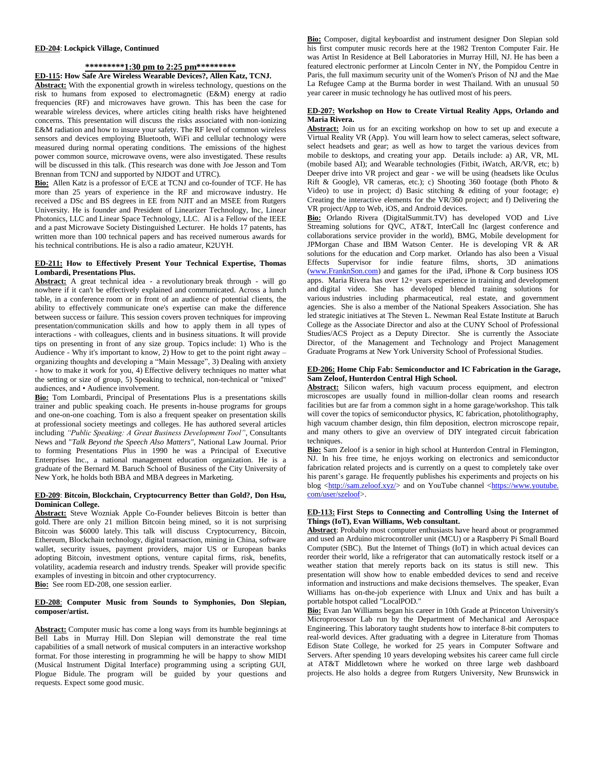**ED-204**: **Lockpick Village, Continued**

**\*\*\*\*\*\*\*\*\*1:30 pm to 2:25 pm\*\*\*\*\*\*\*\*\***

**ED-115: How Safe Are Wireless Wearable Devices?, Allen Katz, TCNJ.**

**Abstract:** With the exponential growth in wireless technology, questions on the risk to humans from exposed to electromagnetic (E&M) energy at radio frequencies (RF) and microwaves have grown. This has been the case for wearable wireless devices, where articles citing health risks have heightened concerns. This presentation will discuss the risks associated with non-ionizing E&M radiation and how to insure your safety. The RF level of common wireless sensors and devices employing Bluetooth, WiFi and cellular technology were measured during normal operating conditions. The emissions of the highest power common source, microwave ovens, were also investigated. These results will be discussed in this talk. (This research was done with Joe Jesson and Tom Brennan from TCNJ and supported by NJDOT and UTRC).

**Bio:** Allen Katz is a professor of E/CE at TCNJ and co-founder of TCF. He has more than 25 years of experience in the RF and microwave industry. He received a DSc and BS degrees in EE from NJIT and an MSEE from Rutgers University. He is founder and President of Linearizer Technology, Inc, Linear Photonics, LLC and Linear Space Technology, LLC. Al is a Fellow of the IEEE and a past Microwave Society Distinguished Lecturer. He holds 17 patents, has written more than 100 technical papers and has received numerous awards for his technical contributions. He is also a radio amateur, K2UYH.

**ED-211: How to Effectively Present Your Technical Expertise, Thomas Lombardi, Presentations Plus.**

**Abstract:** A great technical idea - a revolutionary break through - will go nowhere if it can't be effectively explained and communicated. Across a lunch table, in a conference room or in front of an audience of potential clients, the ability to effectively communicate one's expertise can make the difference between success or failure. This session covers proven techniques for improving presentation/communication skills and how to apply them in all types of interactions - with colleagues, clients and in business situations. It will provide tips on presenting in front of any size group. Topics include: 1) Who is the Audience - Why it's important to know, 2) How to get to the point right away – organizing thoughts and developing a "Main Message", 3) Dealing with anxiety - how to make it work for you, 4) Effective delivery techniques no matter what the setting or size of group, 5) Speaking to technical, non-technical or "mixed" audiences, and • Audience involvement.

**Bio:** Tom Lombardi, Principal of Presentations Plus is a presentations skills trainer and public speaking coach. He presents in-house programs for groups and one-on-one coaching. Tom is also a frequent speaker on presentation skills at professional society meetings and colleges. He has authored several articles including *"Public Speaking: A Great Business Development Tool"*, Consultants News and "*Talk Beyond the Speech Also Matters"*, National Law Journal. Prior to forming Presentations Plus in 1990 he was a Principal of Executive Enterprises Inc., a national management education organization. He is a graduate of the Bernard M. Baruch School of Business of the City University of New York, he holds both BBA and MBA degrees in Marketing.

**ED-209**: **Bitcoin, Blockchain, Cryptocurrency Better than Gold?, Don Hsu, Dominican College.**

**Abstract:** Steve Wozniak Apple Co-Founder believes Bitcoin is better than gold. There are only 21 million Bitcoin being mined, so it is not surprising Bitcoin was $6000 lately. This talk will discuss Cryptocurrency, Bitcoin, Ethereum, Blockchain technology, digital transaction, mining in China, software wallet, security issues, payment providers, major US or European banks adopting Bitcoin, investment options, venture capital firms, risk, benefits, volatility, academia research and industry trends. Speaker will provide specific examples of investing in bitcoin and other cryptocurrency.

**Bio:** See room ED-208, one session earlier.

**ED-208**: **Computer Music from Sounds to Symphonies, Don Slepian, composer/artist.**

**Abstract:** Computer music has come a long ways from its humble beginnings at Bell Labs in Murray Hill. Don Slepian will demonstrate the real time capabilities of a small network of musical computers in an interactive workshop format. For those interesting in programming he will be happy to show MIDI (Musical Instrument Digital Interface) programming using a scripting GUI, Plogue Bidule. The program will be guided by your questions and requests. Expect some good music.

**Bio:** Composer, digital keyboardist and instrument designer Don Slepian sold his first computer music records here at the 1982 Trenton Computer Fair. He was Artist In Residence at Bell Laboratories in Murray Hill, NJ. He has been a featured electronic performer at Lincoln Center in NY, the Pompidou Centre in Paris, the full maximum security unit of the Women's Prison of NJ and the Mae La Refugee Camp at the Burma border in west Thailand. With an unusual 50 year career in music technology he has outlived most of his peers.

**ED-207: Workshop on How to Create Virtual Reality Apps, Orlando and Maria Rivera.**

**Abstract:** Join us for an exciting workshop on how to set up and execute a Virtual Reality VR (App). You will learn how to select cameras, select software, select headsets and gear; as well as how to target the various devices from mobile to desktops, and creating your app. Details include: a) AR, VR, ML (mobile based AI); and Wearable technologies (Fitbit, iWatch, AR/VR, etc; b) Deeper drive into VR project and gear - we will be using (headsets like Oculus Rift & Google), VR cameras, etc.); c) Shooting 360 footage (both Photo & Video) to use in project; d) Basic stitching & editing of your footage; e) Creating the interactive elements for the VR/360 project; and f) Delivering the VR project/App to Web, iOS, and Android devices.

**Bio:** Orlando Rivera (DigitalSummit.TV) has developed VOD and Live Streaming solutions for QVC, AT&T, InterCall Inc (largest conference and collaborations service provider in the world), BMG, Mobile development for JPMorgan Chase and IBM Watson Center. He is developing VR & AR solutions for the education and Corp market. Orlando has also been a Visual Effects Supervisor for indie feature films, shorts, 3D animations (www.FranknSon.com) and games for the iPad, iPhone & Corp business IOS apps. Maria Rivera has over 12+ years experience in training and development and digital video. She has developed blended training solutions for various industries including pharmaceutical, real estate, and government agencies. She is also a member of the National Speakers Association. She has led strategic initiatives at The Steven L. Newman Real Estate Institute at Baruch College as the Associate Director and also at the CUNY School of Professional Studies/ACS Project as a Deputy Director. She is currently the Associate Director, of the Management and Technology and Project Management Graduate Programs at New York University School of Professional Studies.

**ED-206: Home Chip Fab: Semiconductor and IC Fabrication in the Garage, Sam Zeloof, Hunterdon Central High School.**

**Abstract:** Silicon wafers, high vacuum process equipment, and electron microscopes are usually found in million-dollar clean rooms and research facilities but are far from a common sight in a home garage/workshop. This talk will cover the topics of semiconductor physics, IC fabrication, photolithography, high vacuum chamber design, thin film deposition, electron microscope repair, and many others to give an overview of DIY integrated circuit fabrication techniques.

**Bio:** Sam Zeloof is a senior in high school at Hunterdon Central in Flemington, NJ. In his free time, he enjoys working on electronics and semiconductor fabrication related projects and is currently on a quest to completely take over his parent's garage. He frequently publishes his experiments and projects on his blog <http://sam.zeloof.xyz/> and on YouTube channel <https://www.youtube.com/user/szeloof>.

**ED-113: First Steps to Connecting and Controlling Using the Internet of Things (IoT), Evan Williams, Web consultant.**

**Abstract**: Probably most computer enthusiasts have heard about or programmed and used an Arduino microcontroller unit (MCU) or a Raspberry Pi Small Board Computer (SBC). But the Internet of Things (IoT) in which actual devices can reorder their world, like a refrigerator that can automatically restock itself or a weather station that merely reports back on its status is still new. This presentation will show how to enable embedded devices to send and receive information and instructions and make decisions themselves. The speaker, Evan Williams has on-the-job experience with LInux and Unix and has built a portable hotspot called "LocalPOD."

**Bio:** Evan Jan Williams began his career in 10th Grade at Princeton University's Microprocessor Lab run by the Department of Mechanical and Aerospace Engineering. This laboratory taught students how to interface 8-bit computers to real-world devices. After graduating with a degree in Literature from Thomas Edison State College, he worked for 25 years in Computer Software and Servers. After spending 10 years developing websites his career came full circle at AT&T Middletown where he worked on three large web dashboard projects. He also holds a degree from Rutgers University, New Brunswick in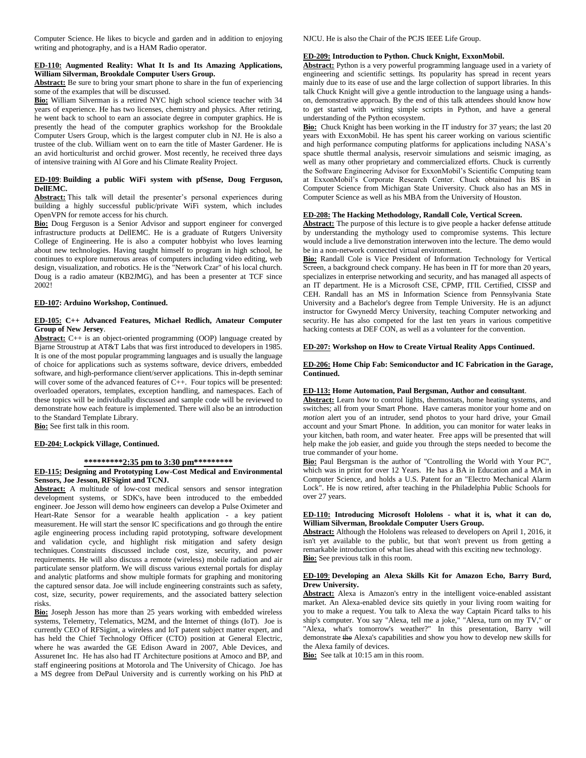Computer Science. He likes to bicycle and garden and in addition to enjoying writing and photography, and is a HAM Radio operator.

**ED-110: Augmented Reality: What It Is and Its Amazing Applications, William Silverman, Brookdale Computer Users Group.**

**Abstract:** Be sure to bring your smart phone to share in the fun of experiencing some of the examples that will be discussed.

**Bio:** William Silverman is a retired NYC high school science teacher with 34 years of experience. He has two licenses, chemistry and physics. After retiring, he went back to school to earn an associate degree in computer graphics. He is presently the head of the computer graphics workshop for the Brookdale Computer Users Group, which is the largest computer club in NJ. He is also a trustee of the club. William went on to earn the title of Master Gardener. He is an avid horticulturist and orchid grower. Most recently, he received three days of intensive training with Al Gore and his Climate Reality Project.

**ED-109: Building a public WiFi system with pfSense, Doug Ferguson, DellEMC.**

**Abstract:** This talk will detail the presenter's personal experiences during building a highly successful public/private WiFi system, which includes OpenVPN for remote access for his church.

**Bio:** Doug Ferguson is a Senior Advisor and support engineer for converged infrastructure products at DellEMC. He is a graduate of Rutgers University College of Engineering. He is also a computer hobbyist who loves learning about new technologies. Having taught himself to program in high school, he continues to explore numerous areas of computers including video editing, web design, visualization, and robotics. He is the "Network Czar" of his local church. Doug is a radio amateur (KB2JMG), and has been a presenter at TCF since 2002!

**ED-107: Arduino Workshop, Continued.**

**ED-105: C++ Advanced Features, Michael Redlich, Amateur Computer Group of New Jersey**.

**Abstract:** C++ is an object-oriented programming (OOP) language created by Bjarne Stroustrup at AT&T Labs that was first introduced to developers in 1985. It is one of the most popular programming languages and is usually the language of choice for applications such as systems software, device drivers, embedded software, and high-performance client/server applications. This in-depth seminar will cover some of the advanced features of C++. Four topics will be presented: overloaded operators, templates, exception handling, and namespaces. Each of these topics will be individually discussed and sample code will be reviewed to demonstrate how each feature is implemented. There will also be an introduction to the Standard Template Library.

**Bio:** See first talk in this room.

**ED-204: Lockpick Village, Continued.**

**\*\*\*\*\*\*\*\*\*2:35 pm to 3:30 pm\*\*\*\*\*\*\*\*\***

**ED-115: Designing and Prototyping Low-Cost Medical and Environmental Sensors, Joe Jesson, RFSigint and TCNJ.**

**Abstract:** A multitude of low-cost medical sensors and sensor integration development systems, or SDK's, have been introduced to the embedded engineer. Joe Jesson will demo how engineers can develop a Pulse Oximeter and Heart-Rate Sensor for a wearable health application - a key patient measurement. He will start the sensor IC specifications and go through the entire agile engineering process including rapid prototyping, software development and validation cycle, and highlight risk mitigation and safety design techniques. Constraints discussed include cost, size, security, and power requirements. He will also discuss a remote (wireless) mobile radiation and air particulate sensor platform. We will discuss various external portals for display and analytic platforms and show multiple formats for graphing and monitoring the captured sensor data. Joe will include engineering constraints such as safety, cost, size, security, power requirements, and the associated battery selection risks.

**Bio:** Joseph Jesson has more than 25 years working with embedded wireless systems, Telemetry, Telematics, M2M, and the Internet of things (IoT). Joe is currently CEO of RFSigint, a wireless and IoT patent subject matter expert, and has held the Chief Technology Officer (CTO) position at General Electric, where he was awarded the GE Edison Award in 2007, Able Devices, and Assurenet Inc. He has also had IT Architecture positions at Amoco and BP, and staff engineering positions at Motorola and The University of Chicago. Joe has a MS degree from DePaul University and is currently working on his PhD at NJCU. He is also the Chair of the PCJS IEEE Life Group.

**ED-209: Introduction to Python. Chuck Knight, ExxonMobil.**

**Abstract:** Python is a very powerful programming language used in a variety of engineering and scientific settings. Its popularity has spread in recent years mainly due to its ease of use and the large collection of support libraries. In this talk Chuck Knight will give a gentle introduction to the language using a hands-on, demonstrative approach. By the end of this talk attendees should know how to get started with writing simple scripts in Python, and have a general understanding of the Python ecosystem.

**Bio:** Chuck Knight has been working in the IT industry for 37 years; the last 20 years with ExxonMobil. He has spent his career working on various scientific and high performance computing platforms for applications including NASA's space shuttle thermal analysis, reservoir simulations and seismic imaging, as well as many other proprietary and commercialized efforts. Chuck is currently the Software Engineering Advisor for ExxonMobil's Scientific Computing team at ExxonMobil's Corporate Research Center. Chuck obtained his BS in Computer Science from Michigan State University. Chuck also has an MS in Computer Science as well as his MBA from the University of Houston.

**ED-208: The Hacking Methodology, Randall Cole, Vertical Screen.**

**Abstract:** The purpose of this lecture is to give people a hacker defense attitude by understanding the mythology used to compromise systems. This lecture would include a live demonstration interwoven into the lecture. The demo would be in a non-network connected virtual environment.

**Bio:** Randall Cole is Vice President of Information Technology for Vertical Screen, a background check company. He has been in IT for more than 20 years, specializes in enterprise networking and security, and has managed all aspects of an IT department. He is a Microsoft CSE, CPMP, ITIL Certified, CISSP and CEH. Randall has an MS in Information Science from Pennsylvania State University and a Bachelor's degree from Temple University. He is an adjunct instructor for Gwynedd Mercy University, teaching Computer networking and security. He has also competed for the last ten years in various competitive hacking contests at DEF CON, as well as a volunteer for the convention.

**ED-207: Workshop on How to Create Virtual Reality Apps Continued.**

**ED-206: Home Chip Fab: Semiconductor and IC Fabrication in the Garage, Continued.**

**ED-113: Home Automation, Paul Bergsman, Author and consultant**.

**Abstract:** Learn how to control lights, thermostats, home heating systems, and switches; all from your Smart Phone. Have cameras monitor your home and on *motion* alert you of an intruder, send photos to your hard drive, your Gmail account and your Smart Phone. In addition, you can monitor for water leaks in your kitchen, bath room, and water heater. Free apps will be presented that will help make the job easier, and guide you through the steps needed to become the true commander of your home.

**Bio:** Paul Bergsman is the author of "Controlling the World with Your PC", which was in print for over 12 Years. He has a BA in Education and a MA in Computer Science, and holds a U.S. Patent for an "Electro Mechanical Alarm Lock". He is now retired, after teaching in the Philadelphia Public Schools for over 27 years.

**ED-110: Introducing Microsoft Hololens - what it is, what it can do, William Silverman, Brookdale Computer Users Group.**

**Abstract:** Although the Hololens was released to developers on April 1, 2016, it isn't yet available to the public, but that won't prevent us from getting a remarkable introduction of what lies ahead with this exciting new technology.

**Bio:** See previous talk in this room.

**ED-109: Developing an Alexa Skills Kit for Amazon Echo, Barry Burd, Drew University.**

**Abstract:** Alexa is Amazon's entry in the intelligent voice-enabled assistant market. An Alexa-enabled device sits quietly in your living room waiting for you to make a request. You talk to Alexa the way Captain Picard talks to his ship's computer. You say "Alexa, tell me a joke," "Alexa, turn on my TV," or "Alexa, what's tomorrow's weather?" In this presentation, Barry will demonstrate ~~the~~ Alexa's capabilities and show you how to develop new skills for the Alexa family of devices.

**Bio:** See talk at 10:15 am in this room.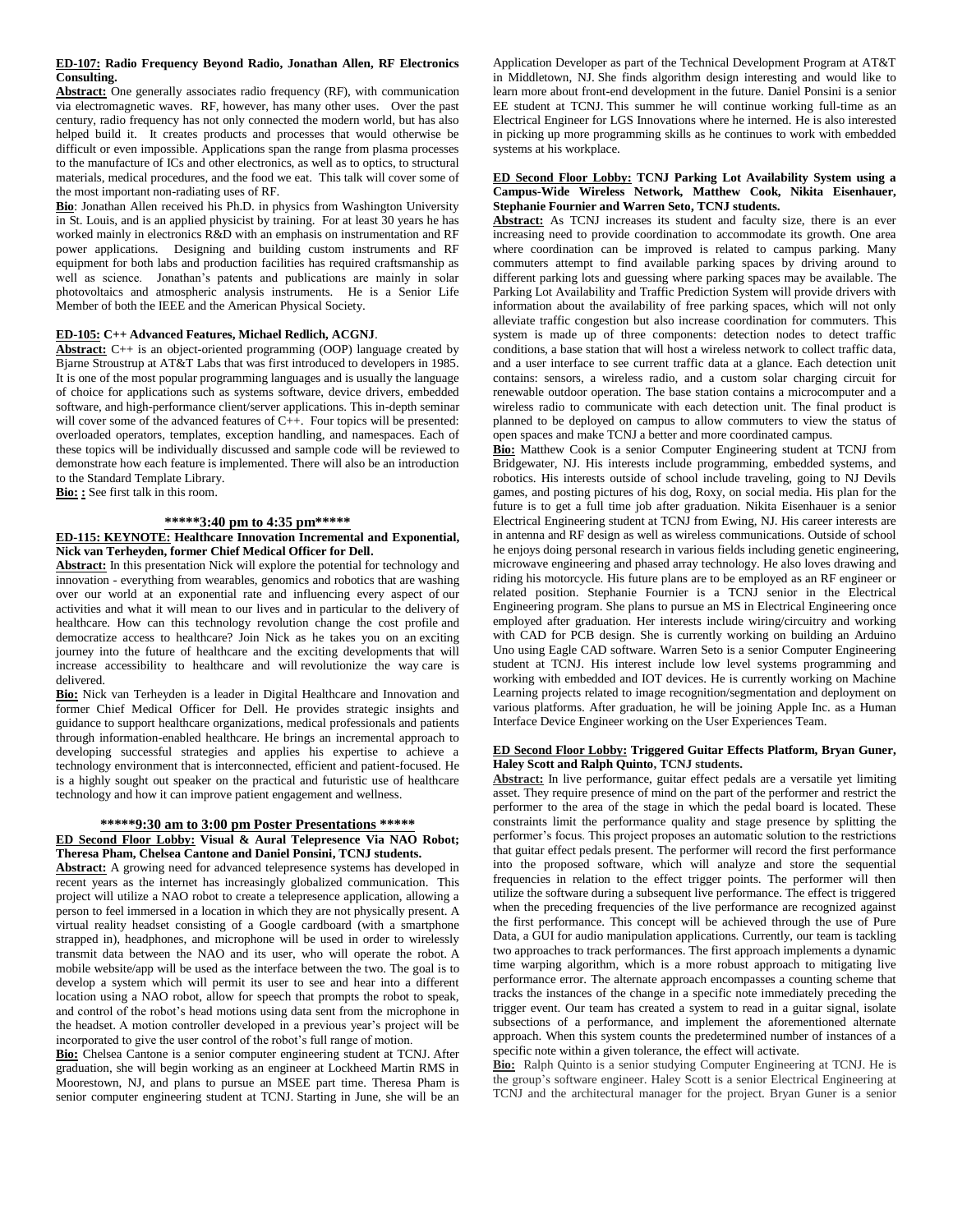**ED-107: Radio Frequency Beyond Radio, Jonathan Allen, RF Electronics Consulting.**

**Abstract:** One generally associates radio frequency (RF), with communication via electromagnetic waves. RF, however, has many other uses. Over the past century, radio frequency has not only connected the modern world, but has also helped build it. It creates products and processes that would otherwise be difficult or even impossible. Applications span the range from plasma processes to the manufacture of ICs and other electronics, as well as to optics, to structural materials, medical procedures, and the food we eat. This talk will cover some of the most important non-radiating uses of RF.

**Bio**: Jonathan Allen received his Ph.D. in physics from Washington University in St. Louis, and is an applied physicist by training. For at least 30 years he has worked mainly in electronics R&D with an emphasis on instrumentation and RF power applications. Designing and building custom instruments and RF equipment for both labs and production facilities has required craftsmanship as well as science. Jonathan's patents and publications are mainly in solar photovoltaics and atmospheric analysis instruments. He is a Senior Life Member of both the IEEE and the American Physical Society.

**ED-105: C++ Advanced Features, Michael Redlich, ACGNJ**.

**Abstract:** C++ is an object-oriented programming (OOP) language created by Bjarne Stroustrup at AT&T Labs that was first introduced to developers in 1985. It is one of the most popular programming languages and is usually the language of choice for applications such as systems software, device drivers, embedded software, and high-performance client/server applications. This in-depth seminar will cover some of the advanced features of C++. Four topics will be presented: overloaded operators, templates, exception handling, and namespaces. Each of these topics will be individually discussed and sample code will be reviewed to demonstrate how each feature is implemented. There will also be an introduction to the Standard Template Library.

**Bio: :** See first talk in this room.

**\*\*\*\*\*3:40 pm to 4:35 pm\*\*\*\*\***

**ED-115: KEYNOTE: Healthcare Innovation Incremental and Exponential, Nick van Terheyden, former Chief Medical Officer for Dell.**

**Abstract:** In this presentation Nick will explore the potential for technology and innovation - everything from wearables, genomics and robotics that are washing over our world at an exponential rate and influencing every aspect of our activities and what it will mean to our lives and in particular to the delivery of healthcare. How can this technology revolution change the cost profile and democratize access to healthcare? Join Nick as he takes you on an exciting journey into the future of healthcare and the exciting developments that will increase accessibility to healthcare and will revolutionize the way care is delivered.

**Bio:** Nick van Terheyden is a leader in Digital Healthcare and Innovation and former Chief Medical Officer for Dell. He provides strategic insights and guidance to support healthcare organizations, medical professionals and patients through information-enabled healthcare. He brings an incremental approach to developing successful strategies and applies his expertise to achieve a technology environment that is interconnected, efficient and patient-focused. He is a highly sought out speaker on the practical and futuristic use of healthcare technology and how it can improve patient engagement and wellness.

**\*\*\*\*\*9:30 am to 3:00 pm Poster Presentations \*\*\*\*\***

**ED Second Floor Lobby: Visual & Aural Telepresence Via NAO Robot; Theresa Pham, Chelsea Cantone and Daniel Ponsini, TCNJ students.**

**Abstract:** A growing need for advanced telepresence systems has developed in recent years as the internet has increasingly globalized communication. This project will utilize a NAO robot to create a telepresence application, allowing a person to feel immersed in a location in which they are not physically present. A virtual reality headset consisting of a Google cardboard (with a smartphone strapped in), headphones, and microphone will be used in order to wirelessly transmit data between the NAO and its user, who will operate the robot. A mobile website/app will be used as the interface between the two. The goal is to develop a system which will permit its user to see and hear into a different location using a NAO robot, allow for speech that prompts the robot to speak, and control of the robot's head motions using data sent from the microphone in the headset. A motion controller developed in a previous year's project will be incorporated to give the user control of the robot's full range of motion.

**Bio:** Chelsea Cantone is a senior computer engineering student at TCNJ. After graduation, she will begin working as an engineer at Lockheed Martin RMS in Moorestown, NJ, and plans to pursue an MSEE part time. Theresa Pham is senior computer engineering student at TCNJ. Starting in June, she will be an Application Developer as part of the Technical Development Program at AT&T in Middletown, NJ. She finds algorithm design interesting and would like to learn more about front-end development in the future. Daniel Ponsini is a senior EE student at TCNJ. This summer he will continue working full-time as an Electrical Engineer for LGS Innovations where he interned. He is also interested in picking up more programming skills as he continues to work with embedded systems at his workplace.

**ED Second Floor Lobby: TCNJ Parking Lot Availability System using a Campus-Wide Wireless Network, Matthew Cook, Nikita Eisenhauer, Stephanie Fournier and Warren Seto, TCNJ students.**

**Abstract:** As TCNJ increases its student and faculty size, there is an ever increasing need to provide coordination to accommodate its growth. One area where coordination can be improved is related to campus parking. Many commuters attempt to find available parking spaces by driving around to different parking lots and guessing where parking spaces may be available. The Parking Lot Availability and Traffic Prediction System will provide drivers with information about the availability of free parking spaces, which will not only alleviate traffic congestion but also increase coordination for commuters. This system is made up of three components: detection nodes to detect traffic conditions, a base station that will host a wireless network to collect traffic data, and a user interface to see current traffic data at a glance. Each detection unit contains: sensors, a wireless radio, and a custom solar charging circuit for renewable outdoor operation. The base station contains a microcomputer and a wireless radio to communicate with each detection unit. The final product is planned to be deployed on campus to allow commuters to view the status of open spaces and make TCNJ a better and more coordinated campus.

**Bio:** Matthew Cook is a senior Computer Engineering student at TCNJ from Bridgewater, NJ. His interests include programming, embedded systems, and robotics. His interests outside of school include traveling, going to NJ Devils games, and posting pictures of his dog, Roxy, on social media. His plan for the future is to get a full time job after graduation. Nikita Eisenhauer is a senior Electrical Engineering student at TCNJ from Ewing, NJ. His career interests are in antenna and RF design as well as wireless communications. Outside of school he enjoys doing personal research in various fields including genetic engineering, microwave engineering and phased array technology. He also loves drawing and riding his motorcycle. His future plans are to be employed as an RF engineer or related position. Stephanie Fournier is a TCNJ senior in the Electrical Engineering program. She plans to pursue an MS in Electrical Engineering once employed after graduation. Her interests include wiring/circuitry and working with CAD for PCB design. She is currently working on building an Arduino Uno using Eagle CAD software. Warren Seto is a senior Computer Engineering student at TCNJ. His interest include low level systems programming and working with embedded and IOT devices. He is currently working on Machine Learning projects related to image recognition/segmentation and deployment on various platforms. After graduation, he will be joining Apple Inc. as a Human Interface Device Engineer working on the User Experiences Team.

**ED Second Floor Lobby: Triggered Guitar Effects Platform, Bryan Guner, Haley Scott and Ralph Quinto, TCNJ students.**

**Abstract:** In live performance, guitar effect pedals are a versatile yet limiting asset. They require presence of mind on the part of the performer and restrict the performer to the area of the stage in which the pedal board is located. These constraints limit the performance quality and stage presence by splitting the performer's focus. This project proposes an automatic solution to the restrictions that guitar effect pedals present. The performer will record the first performance into the proposed software, which will analyze and store the sequential frequencies in relation to the effect trigger points. The performer will then utilize the software during a subsequent live performance. The effect is triggered when the preceding frequencies of the live performance are recognized against the first performance. This concept will be achieved through the use of Pure Data, a GUI for audio manipulation applications. Currently, our team is tackling two approaches to track performances. The first approach implements a dynamic time warping algorithm, which is a more robust approach to mitigating live performance error. The alternate approach encompasses a counting scheme that tracks the instances of the change in a specific note immediately preceding the trigger event. Our team has created a system to read in a guitar signal, isolate subsections of a performance, and implement the aforementioned alternate approach. When this system counts the predetermined number of instances of a specific note within a given tolerance, the effect will activate.

**Bio:** Ralph Quinto is a senior studying Computer Engineering at TCNJ. He is the group's software engineer. Haley Scott is a senior Electrical Engineering at TCNJ and the architectural manager for the project. Bryan Guner is a senior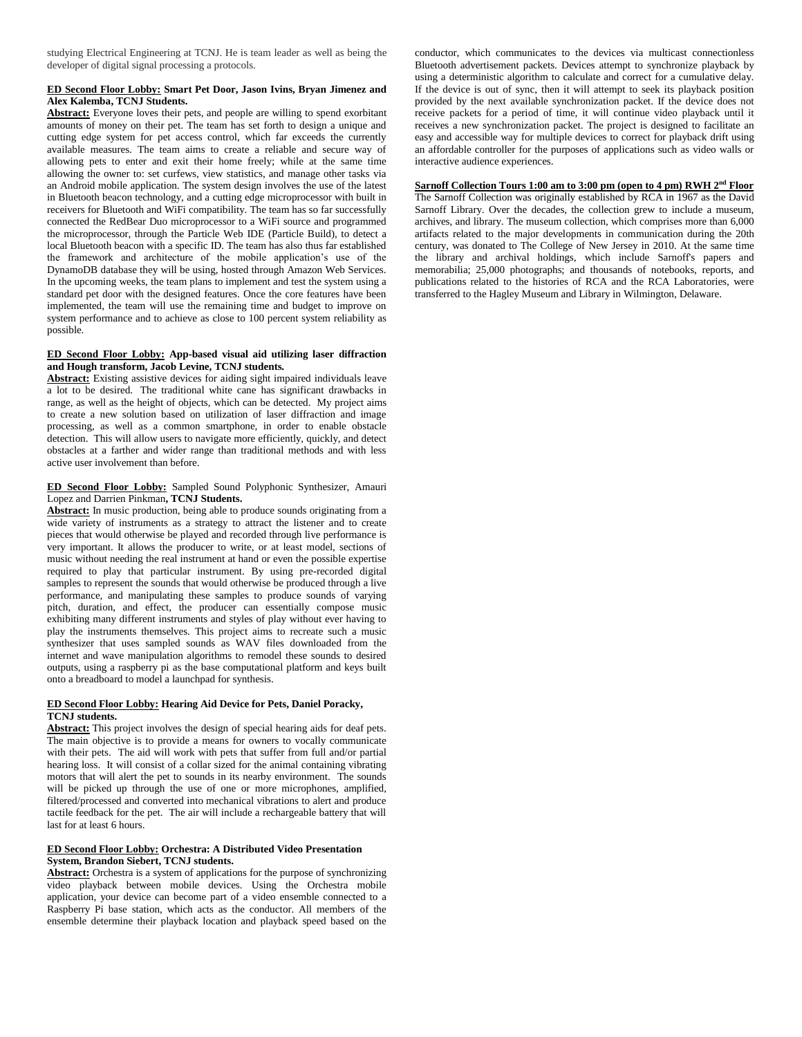studying Electrical Engineering at TCNJ. He is team leader as well as being the developer of digital signal processing a protocols.

**ED Second Floor Lobby: Smart Pet Door, Jason Ivins, Bryan Jimenez and Alex Kalemba, TCNJ Students.**

**Abstract:** Everyone loves their pets, and people are willing to spend exorbitant amounts of money on their pet. The team has set forth to design a unique and cutting edge system for pet access control, which far exceeds the currently available measures. The team aims to create a reliable and secure way of allowing pets to enter and exit their home freely; while at the same time allowing the owner to: set curfews, view statistics, and manage other tasks via an Android mobile application. The system design involves the use of the latest in Bluetooth beacon technology, and a cutting edge microprocessor with built in receivers for Bluetooth and WiFi compatibility. The team has so far successfully connected the RedBear Duo microprocessor to a WiFi source and programmed the microprocessor, through the Particle Web IDE (Particle Build), to detect a local Bluetooth beacon with a specific ID. The team has also thus far established the framework and architecture of the mobile application's use of the DynamoDB database they will be using, hosted through Amazon Web Services. In the upcoming weeks, the team plans to implement and test the system using a standard pet door with the designed features. Once the core features have been implemented, the team will use the remaining time and budget to improve on system performance and to achieve as close to 100 percent system reliability as possible.

**ED Second Floor Lobby: App-based visual aid utilizing laser diffraction and Hough transform, Jacob Levine, TCNJ students.**

**Abstract:** Existing assistive devices for aiding sight impaired individuals leave a lot to be desired. The traditional white cane has significant drawbacks in range, as well as the height of objects, which can be detected. My project aims to create a new solution based on utilization of laser diffraction and image processing, as well as a common smartphone, in order to enable obstacle detection. This will allow users to navigate more efficiently, quickly, and detect obstacles at a farther and wider range than traditional methods and with less active user involvement than before.

**ED Second Floor Lobby:** Sampled Sound Polyphonic Synthesizer, Amauri Lopez and Darrien Pinkman**, TCNJ Students.**

**Abstract:** In music production, being able to produce sounds originating from a wide variety of instruments as a strategy to attract the listener and to create pieces that would otherwise be played and recorded through live performance is very important. It allows the producer to write, or at least model, sections of music without needing the real instrument at hand or even the possible expertise required to play that particular instrument. By using pre-recorded digital samples to represent the sounds that would otherwise be produced through a live performance, and manipulating these samples to produce sounds of varying pitch, duration, and effect, the producer can essentially compose music exhibiting many different instruments and styles of play without ever having to play the instruments themselves. This project aims to recreate such a music synthesizer that uses sampled sounds as WAV files downloaded from the internet and wave manipulation algorithms to remodel these sounds to desired outputs, using a raspberry pi as the base computational platform and keys built onto a breadboard to model a launchpad for synthesis.

**ED Second Floor Lobby: Hearing Aid Device for Pets, Daniel Poracky, TCNJ students.**

**Abstract:** This project involves the design of special hearing aids for deaf pets. The main objective is to provide a means for owners to vocally communicate with their pets. The aid will work with pets that suffer from full and/or partial hearing loss. It will consist of a collar sized for the animal containing vibrating motors that will alert the pet to sounds in its nearby environment. The sounds will be picked up through the use of one or more microphones, amplified, filtered/processed and converted into mechanical vibrations to alert and produce tactile feedback for the pet. The air will include a rechargeable battery that will last for at least 6 hours.

**ED Second Floor Lobby:** **Orchestra: A Distributed Video Presentation System, Brandon Siebert, TCNJ students.**

**Abstract:** Orchestra is a system of applications for the purpose of synchronizing video playback between mobile devices. Using the Orchestra mobile application, your device can become part of a video ensemble connected to a Raspberry Pi base station, which acts as the conductor. All members of the ensemble determine their playback location and playback speed based on the conductor, which communicates to the devices via multicast connectionless Bluetooth advertisement packets. Devices attempt to synchronize playback by using a deterministic algorithm to calculate and correct for a cumulative delay. If the device is out of sync, then it will attempt to seek its playback position provided by the next available synchronization packet. If the device does not receive packets for a period of time, it will continue video playback until it receives a new synchronization packet. The project is designed to facilitate an easy and accessible way for multiple devices to correct for playback drift using an affordable controller for the purposes of applications such as video walls or interactive audience experiences.

**Sarnoff Collection Tours 1:00 am to 3:00 pm (open to 4 pm) RWH 2nd Floor**

The Sarnoff Collection was originally established by RCA in 1967 as the David Sarnoff Library. Over the decades, the collection grew to include a museum, archives, and library. The museum collection, which comprises more than 6,000 artifacts related to the major developments in communication during the 20th century, was donated to The College of New Jersey in 2010. At the same time the library and archival holdings, which include Sarnoff's papers and memorabilia; 25,000 photographs; and thousands of notebooks, reports, and publications related to the histories of RCA and the RCA Laboratories, were transferred to the Hagley Museum and Library in Wilmington, Delaware.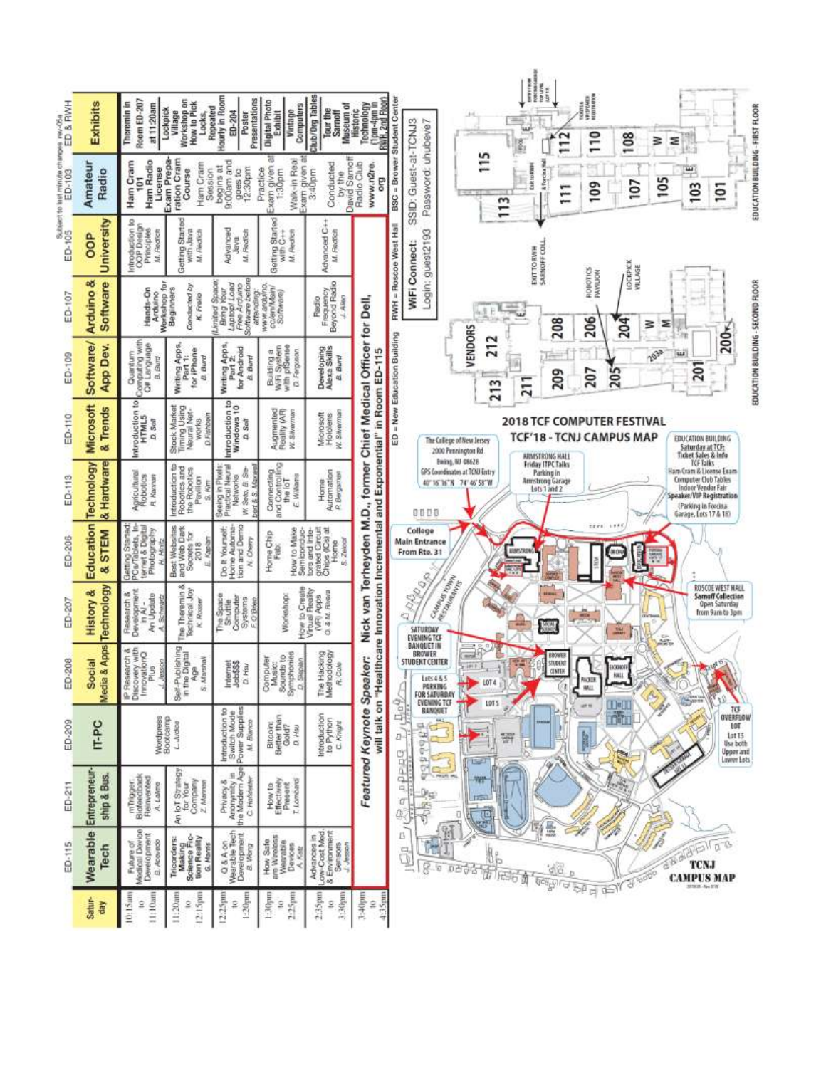Subject to last minute changes rev-05a

| Saturday | ED-115 Wearable Tech | ED-211 Entrepreneurship & Bus. | ED-209 IT-PC | ED-208 Social Media & Apps | ED-207 History & Technology | ED-206 Education & STEM | ED-113 Technology & Hardware | ED-110 Microsoft & Trends | ED-109 Software/App Dev. | ED-107 Arduino & Software | ED-105 OOP University | ED-103 Amateur Radio | ED & RWH Exhibits |
|---|---|---|---|---|---|---|---|---|---|---|---|---|---|
| 10:15am to 11:10am | Future of Medical Device Development *B. Acevedo* | mTrigger: Biofeedback Reinvented *A. Lalime* | | IP Research & Discovery with InnovationQ Plus *J. Jesson* | Research & Development in AI - An Update *A. Schwartz* | Getting Started: PCs/Tablets, Internet & Digital Photography *H. Hintz* | Agricultural Robotics *R. Kannan* | Introduction to HTML5 *D. Salt* | Quantum Computing with Q# Language *B. Burd* | Hands-On Arduino Workshop for Beginners | Introduction to OOP Design Principles *M. Redrich* | Ham Cram 101 Ham Radio License Exam Preparation Cram Course | Theremin in Room ED-207 at 11:20am |
| 11:20am to 12:15pm | Tricorders: Making Science Fiction Reality *G. Harris* | An IoT Strategy for Your Company *Z. Mannan* | Wordpress Bootcamp *L. Judice* | Self-Publishing in the Digital Age *S. Marshall* | The Theremin & Technical Joy *K. Rosser* | Best Websites and Web Dark Secrets for 2018 *E. Kaplan* | Introduction to Robotics and the Robotics Pavilion *S. Kim* | Stock Market Timing Using Neural Networks *D. Fishbein* | Writing Apps, Part 1: for iPhone *B. Burd* | Conducted by *K. Frolio* | Getting Started with Java *M. Redrich* | Ham Cram Session begins at 9:00am and goes to 12:30pm | Lockpick Village Workshop on How to Pick Locks, Repeated Hourly in Room ED-204 |
| 12:25pm to 1:20pm | Q & A on Wearable Tech Development *B. Wong* | Privacy & Anonymity in the Modern Age *C. Hollweiler* | Introduction to Switch Mode Power Supplies *M. Bianco* | Internet Job$$$ *D. Hsu* | The Space Shuttle Computer Systems *F. O'Brien* | Do It Yourself: Home Automation and Demo *N. Cherry* | Seeing in Pixels: Practical Neural Networks *W. Seto, B. Siebert & S. Maxwell* | Introduction to Windows 10 *D. Salt* | Writing Apps, Part 2: for Android *B. Burd* | (Limited Space: Bring Your Laptop! Load Free Arduino Software before attending: | Advanced Java *M. Redrich* | | Poster Presentations |
| 1:30pm to 2:25pm | How Safe are Wireless Wearable Devices *A. Katz* | How to Effectively Present *T. Lombardi* | Bitcoin: Better than Gold? *D. Hsu* | Computer Music: Sounds to Symphonies *D. Stepain* | Workshop: | Home Chip Fab: | Connecting and Controlling the IoT *E. Williams* | Augmented Reality (AR) *W. Silverman* | Building a WiFi System with pfSense *D. Ferguson* | www.arduino.cc/en/Main/Software) | Getting Started with C++ *M. Redrich* | Practice Exam given at 1:30pm | Digital Photo Exhibit<br>Vintage Computers |
| 2:35pm to 3:30pm | Advances in Low-Cost Med. & Environment Sensors *J. Jesson* | | Introduction to Python *C. Knight* | The Hacking Methodology *R. Cole* | How to Create Virtual Reality (VR) Apps *D. & M. Rivera* | How to Make Semiconductors and Integrated Circuit Chips (ICs) at Home *S. Zeloof* | Home Automation *P. Bergsman* | Microsoft Hololens *W. Silverman* | Developing Alexa Skills *B. Burd* | Radio Frequency Beyond Radio *J. Allen* | Advanced C++ *M. Redrich* | Walk-in Real Exam given at 3:40pm<br>Conducted by the David Sarnoff Radio Club www.n2re.org | Club/Org Tables |
| 3:40pm to 4:35pm | ***Featured Keynote Speaker:* Nick van Terheyden M.D., former Chief Medical Officer for Dell, will talk on "Healthcare Innovation Incremental and Exponential" in Room ED-115** | | | | | | | | | | | | Tour the Sarnoff Museum of Historic Technology (1pm-4pm in RWH, 2nd Floor) |

ED = New Education Building  RWH = Roscoe West Hall  BSC = Brower Student Center

**WiFi Connect:** SSID: Guest-at-TCNJ3  Login: guest2193  Password: uhubeve7

## 2018 TCF COMPUTER FESTIVAL
## TCF'18 - TCNJ CAMPUS MAP

The College of New Jersey
2000 Pennington Rd
Ewing, NJ 08628
GPS Coordinates at TCNJ Entry
40° 16' 16"N 74° 46' 58"W

ARMSTRONG HALL
Friday ITPC Talks
Parking in Armstrong Garage Lots 1 and 2

EDUCATION BUILDING
Saturday at TCF:
Ticket Sales & Info
TCF Talks
Ham Cram & License Exam
Computer Club Tables
Indoor Vendor Fair
Speaker/VIP Registration
(Parking in Fecina Garage, Lots 17 & 18)

College Main Entrance From Rte. 31

ROSCOE WEST HALL
Sarnoff Collection
Open Saturday from 9am to 3pm

SATURDAY EVENING TCF BANQUET IN BROWER STUDENT CENTER

Lots 4 & 5 PARKING FOR SATURDAY EVENING TCF BANQUET

TCF OVERFLOW LOT
Lot 15
Use both Upper and Lower Lots

TCNJ CAMPUS MAP

EDUCATION BUILDING - SECOND FLOOR

EDUCATION BUILDING - FIRST FLOOR